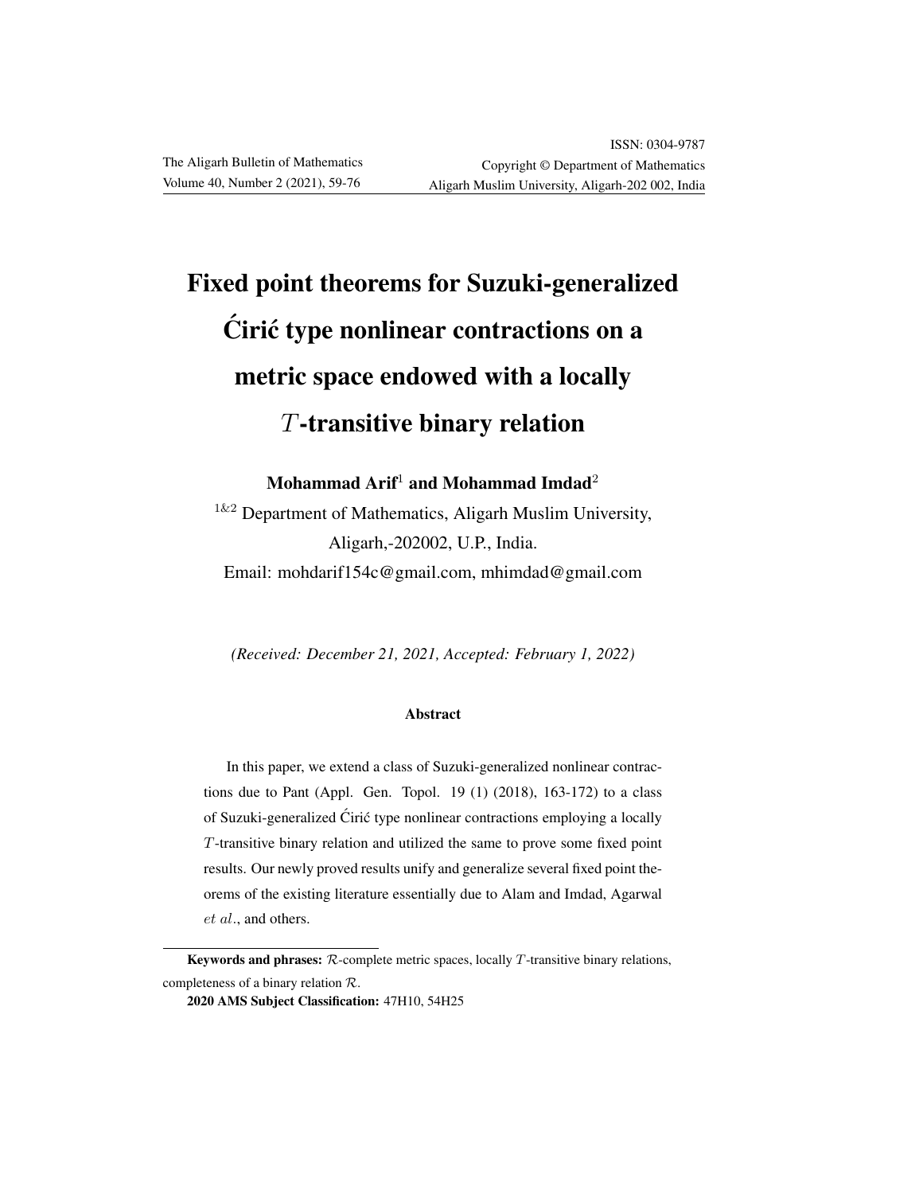# Fixed point theorems for Suzuki-generalized Ćirić type nonlinear contractions on a metric space endowed with a locally $T$-transitive binary relation

**Mohammad Arif**[1] **and Mohammad Imdad**[2]

[1&2] Department of Mathematics, Aligarh Muslim University, Aligarh,-202002, U.P., India.
Email: mohdarif154c@gmail.com, mhimdad@gmail.com

*(Received: December 21, 2021, Accepted: February 1, 2022)*

### Abstract

In this paper, we extend a class of Suzuki-generalized nonlinear contractions due to Pant (Appl. Gen. Topol. 19 (1) (2018), 163-172) to a class of Suzuki-generalized Ćirić type nonlinear contractions employing a locally $T$-transitive binary relation and utilized the same to prove some fixed point results. Our newly proved results unify and generalize several fixed point theorems of the existing literature essentially due to Alam and Imdad, Agarwal *et al.*, and others.

---

**Keywords and phrases:** $\mathcal{R}$-complete metric spaces, locally $T$-transitive binary relations, completeness of a binary relation $\mathcal{R}$.

**2020 AMS Subject Classification:** 47H10, 54H25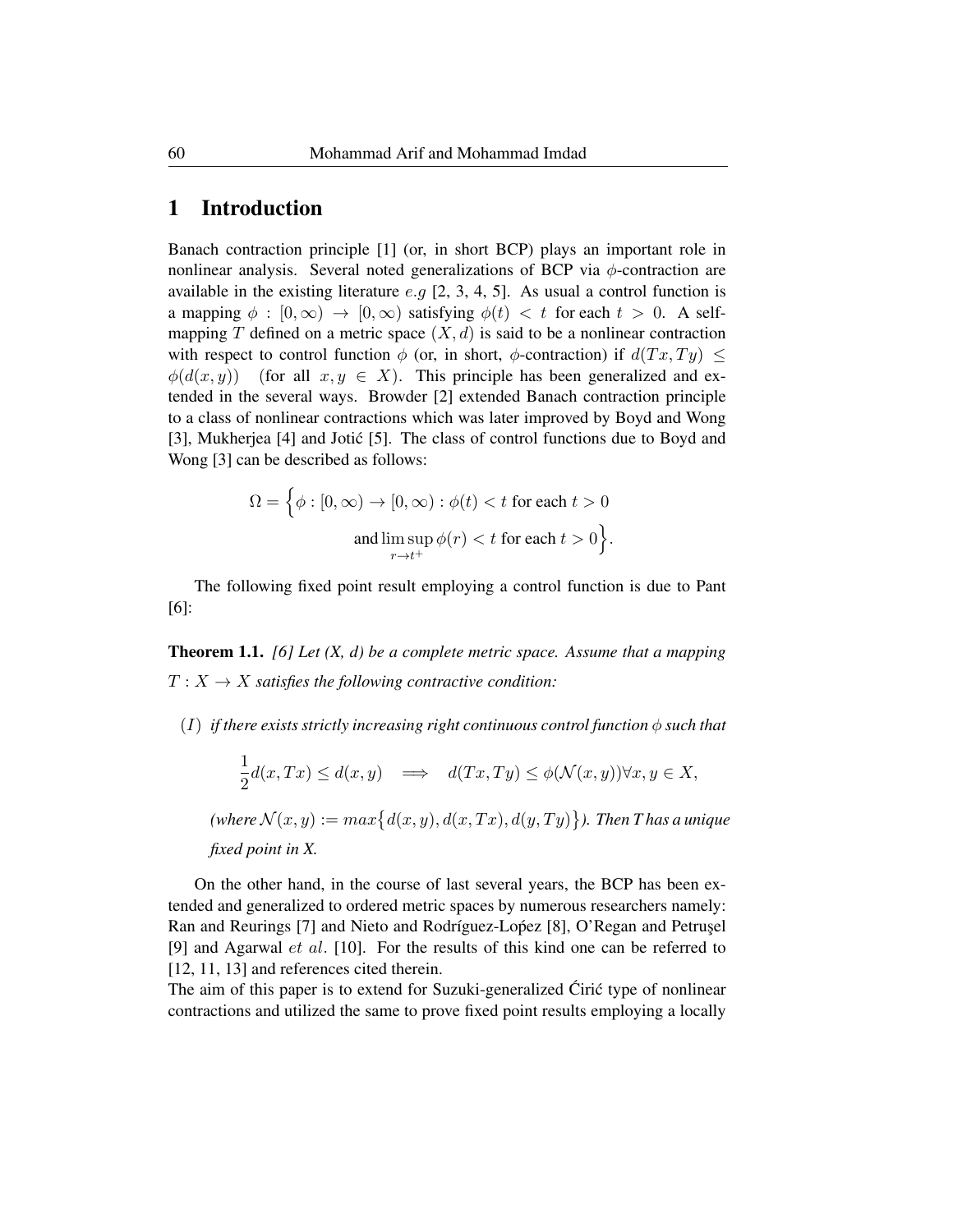# 1 Introduction

Banach contraction principle [1] (or, in short BCP) plays an important role in nonlinear analysis. Several noted generalizations of BCP via $\phi$-contraction are available in the existing literature $e.g$ [2, 3, 4, 5]. As usual a control function is a mapping $\phi : [0, \infty) \to [0, \infty)$ satisfying $\phi(t) < t$ for each $t > 0$. A self-mapping $T$ defined on a metric space $(X, d)$ is said to be a nonlinear contraction with respect to control function $\phi$ (or, in short, $\phi$-contraction) if $d(Tx, Ty) \leq \phi(d(x, y))$ (for all $x, y \in X$). This principle has been generalized and extended in the several ways. Browder [2] extended Banach contraction principle to a class of nonlinear contractions which was later improved by Boyd and Wong [3], Mukherjea [4] and Jotić [5]. The class of control functions due to Boyd and Wong [3] can be described as follows:

$$\Omega = \Big\{\phi : [0, \infty) \to [0, \infty) : \phi(t) < t \text{ for each } t > 0$$
$$\text{and} \limsup_{r \to t^+} \phi(r) < t \text{ for each } t > 0\Big\}.$$

The following fixed point result employing a control function is due to Pant [6]:

**Theorem 1.1.** *[6] Let (X, d) be a complete metric space. Assume that a mapping $T : X \to X$ satisfies the following contractive condition:*

$(I)$ *if there exists strictly increasing right continuous control function $\phi$ such that*

$$\frac{1}{2}d(x, Tx) \leq d(x, y) \implies d(Tx, Ty) \leq \phi(\mathcal{N}(x, y)) \forall x, y \in X,$$

*(where $\mathcal{N}(x, y) := max\big\{d(x, y), d(x, Tx), d(y, Ty)\big\}$). Then T has a unique fixed point in X.*

On the other hand, in the course of last several years, the BCP has been extended and generalized to ordered metric spaces by numerous researchers namely: Ran and Reurings [7] and Nieto and Rodríguez-Loṕez [8], O'Regan and Petruşel [9] and Agarwal $et\ al.$ [10]. For the results of this kind one can be referred to [12, 11, 13] and references cited therein.
The aim of this paper is to extend for Suzuki-generalized Ćirić type of nonlinear contractions and utilized the same to prove fixed point results employing a locally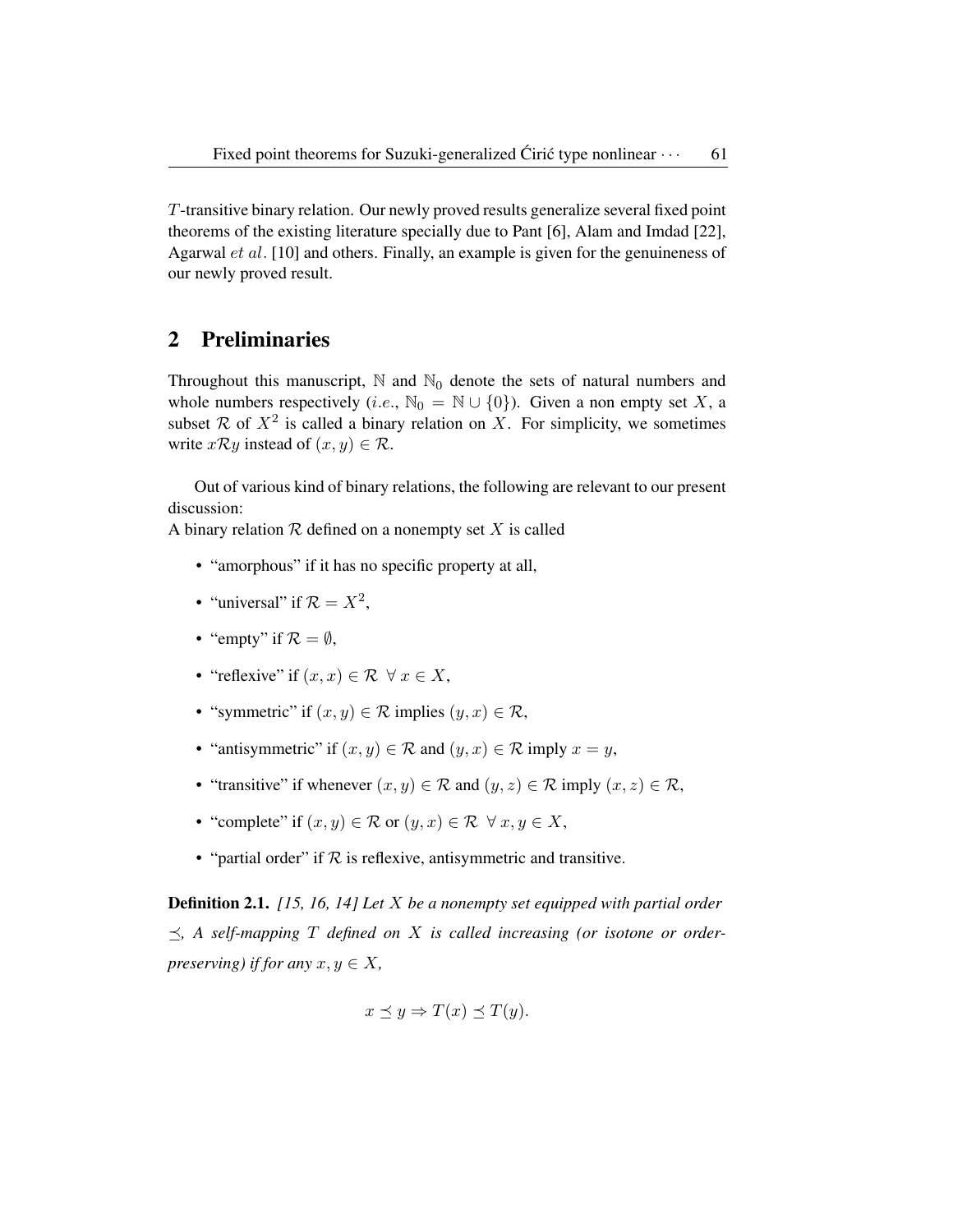$T$-transitive binary relation. Our newly proved results generalize several fixed point theorems of the existing literature specially due to Pant [6], Alam and Imdad [22], Agarwal *et al.* [10] and others. Finally, an example is given for the genuineness of our newly proved result.

## 2 Preliminaries

Throughout this manuscript, $\mathbb{N}$ and $\mathbb{N}_0$ denote the sets of natural numbers and whole numbers respectively (*i.e.*, $\mathbb{N}_0 = \mathbb{N} \cup \{0\}$). Given a non empty set $X$, a subset $\mathcal{R}$ of $X^2$ is called a binary relation on $X$. For simplicity, we sometimes write $x\mathcal{R}y$ instead of $(x, y) \in \mathcal{R}$.

Out of various kind of binary relations, the following are relevant to our present discussion:
A binary relation $\mathcal{R}$ defined on a nonempty set $X$ is called

- "amorphous" if it has no specific property at all,
- "universal" if $\mathcal{R} = X^2$,
- "empty" if $\mathcal{R} = \emptyset$,
- "reflexive" if $(x, x) \in \mathcal{R} \ \forall \ x \in X$,
- "symmetric" if $(x, y) \in \mathcal{R}$ implies $(y, x) \in \mathcal{R}$,
- "antisymmetric" if $(x, y) \in \mathcal{R}$ and $(y, x) \in \mathcal{R}$ imply $x = y$,
- "transitive" if whenever $(x, y) \in \mathcal{R}$ and $(y, z) \in \mathcal{R}$ imply $(x, z) \in \mathcal{R}$,
- "complete" if $(x, y) \in \mathcal{R}$ or $(y, x) \in \mathcal{R} \ \forall \ x, y \in X$,
- "partial order" if $\mathcal{R}$ is reflexive, antisymmetric and transitive.

**Definition 2.1.** *[15, 16, 14] Let $X$ be a nonempty set equipped with partial order $\preceq$, A self-mapping $T$ defined on $X$ is called increasing (or isotone or order-preserving) if for any $x, y \in X$,*

$$x \preceq y \Rightarrow T(x) \preceq T(y).$$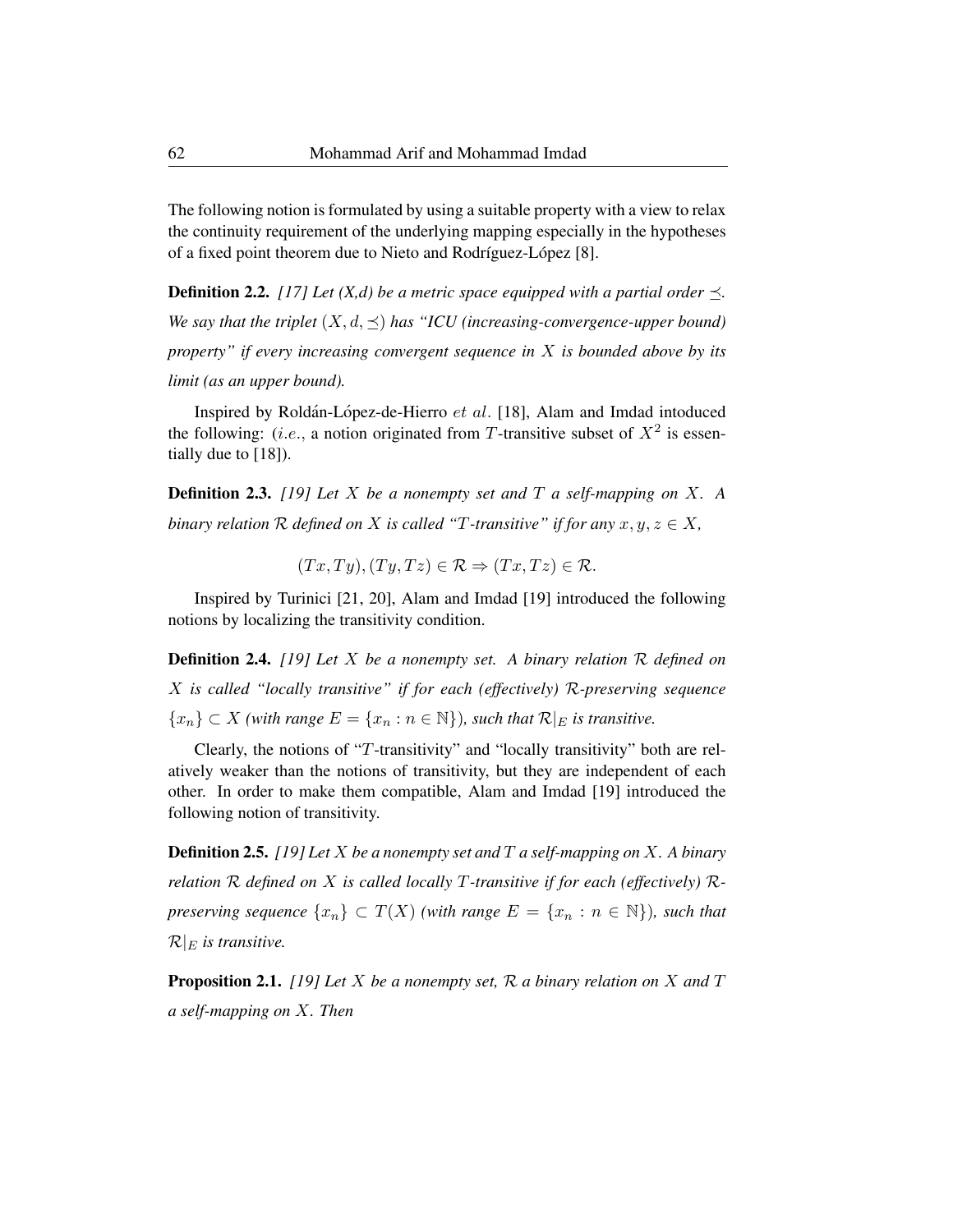The following notion is formulated by using a suitable property with a view to relax the continuity requirement of the underlying mapping especially in the hypotheses of a fixed point theorem due to Nieto and Rodríguez-López [8].

**Definition 2.2.** *[17] Let (X,d) be a metric space equipped with a partial order $\preceq$. We say that the triplet $(X, d, \preceq)$ has "ICU (increasing-convergence-upper bound) property" if every increasing convergent sequence in $X$ is bounded above by its limit (as an upper bound).*

Inspired by Roldán-López-de-Hierro *et al.* [18], Alam and Imdad intoduced the following: (*i.e.*, a notion originated from $T$-transitive subset of $X^2$ is essentially due to [18]).

**Definition 2.3.** *[19] Let $X$ be a nonempty set and $T$ a self-mapping on $X$. A binary relation $\mathcal{R}$ defined on $X$ is called "$T$-transitive" if for any $x, y, z \in X$,*

$$(Tx, Ty), (Ty, Tz) \in \mathcal{R} \Rightarrow (Tx, Tz) \in \mathcal{R}.$$

Inspired by Turinici [21, 20], Alam and Imdad [19] introduced the following notions by localizing the transitivity condition.

**Definition 2.4.** *[19] Let $X$ be a nonempty set. A binary relation $\mathcal{R}$ defined on $X$ is called "locally transitive" if for each (effectively) $\mathcal{R}$-preserving sequence $\{x_n\} \subset X$ (with range $E = \{x_n : n \in \mathbb{N}\}$), such that $\mathcal{R}|_E$ is transitive.*

Clearly, the notions of "$T$-transitivity" and "locally transitivity" both are relatively weaker than the notions of transitivity, but they are independent of each other. In order to make them compatible, Alam and Imdad [19] introduced the following notion of transitivity.

**Definition 2.5.** *[19] Let $X$ be a nonempty set and $T$ a self-mapping on $X$. A binary relation $\mathcal{R}$ defined on $X$ is called locally $T$-transitive if for each (effectively) $\mathcal{R}$-preserving sequence $\{x_n\} \subset T(X)$ (with range $E = \{x_n : n \in \mathbb{N}\}$), such that $\mathcal{R}|_E$ is transitive.*

**Proposition 2.1.** *[19] Let $X$ be a nonempty set, $\mathcal{R}$ a binary relation on $X$ and $T$ a self-mapping on $X$. Then*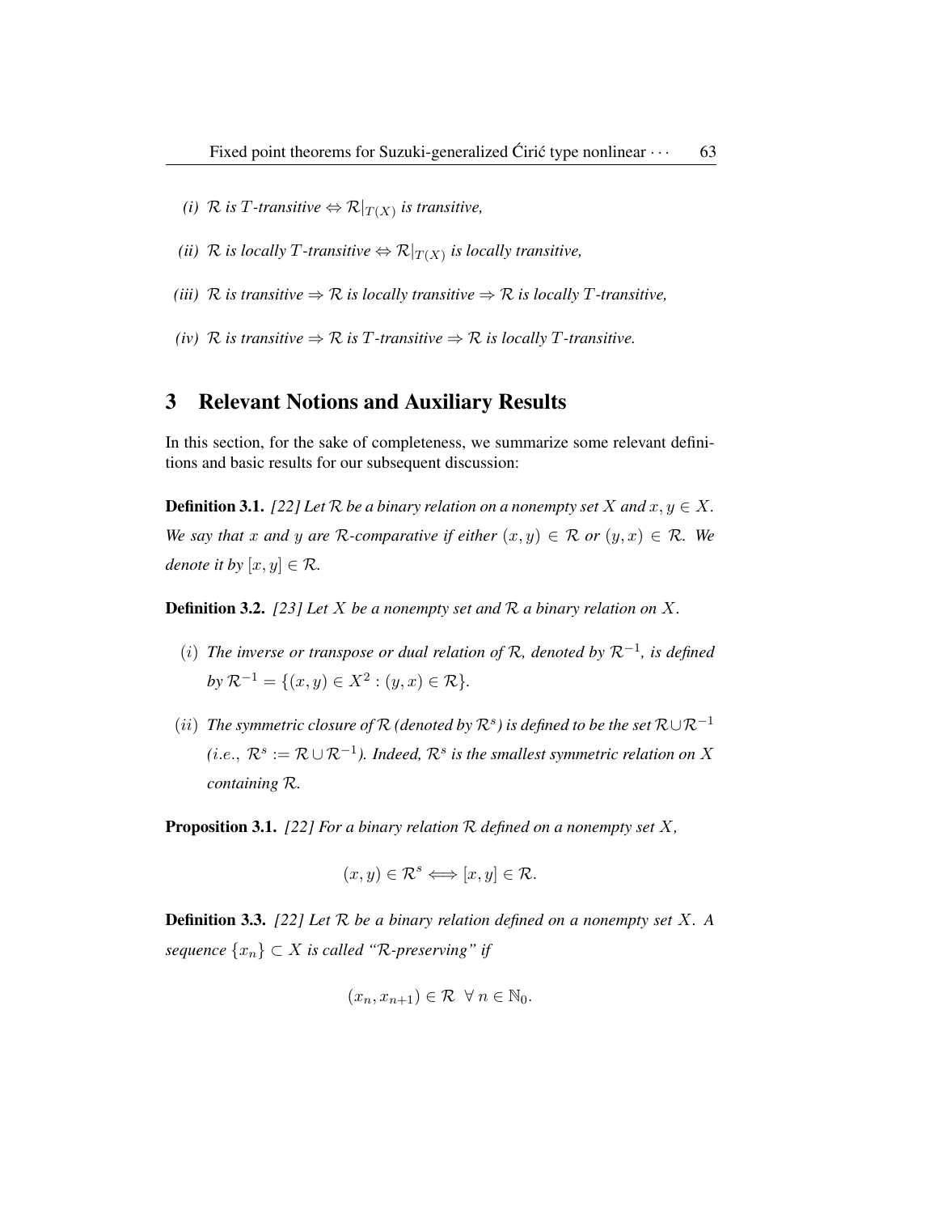*(i)* $\mathcal{R}$ *is* $T$*-transitive* $\Leftrightarrow \mathcal{R}|_{T(X)}$ *is transitive,*

*(ii)* $\mathcal{R}$ *is locally* $T$*-transitive* $\Leftrightarrow \mathcal{R}|_{T(X)}$ *is locally transitive,*

*(iii)* $\mathcal{R}$ *is transitive* $\Rightarrow \mathcal{R}$ *is locally transitive* $\Rightarrow \mathcal{R}$ *is locally* $T$*-transitive,*

*(iv)* $\mathcal{R}$ *is transitive* $\Rightarrow \mathcal{R}$ *is* $T$*-transitive* $\Rightarrow \mathcal{R}$ *is locally* $T$*-transitive.*

## 3 Relevant Notions and Auxiliary Results

In this section, for the sake of completeness, we summarize some relevant definitions and basic results for our subsequent discussion:

**Definition 3.1.** *[22] Let* $\mathcal{R}$ *be a binary relation on a nonempty set* $X$ *and* $x, y \in X$*. We say that* $x$ *and* $y$ *are* $\mathcal{R}$*-comparative if either* $(x, y) \in \mathcal{R}$ *or* $(y, x) \in \mathcal{R}$*. We denote it by* $[x, y] \in \mathcal{R}$*.*

**Definition 3.2.** *[23] Let* $X$ *be a nonempty set and* $\mathcal{R}$ *a binary relation on* $X$*.*

$(i)$ *The inverse or transpose or dual relation of* $\mathcal{R}$*, denoted by* $\mathcal{R}^{-1}$*, is defined by* $\mathcal{R}^{-1} = \{(x, y) \in X^2 : (y, x) \in \mathcal{R}\}$*.*

$(ii)$ *The symmetric closure of* $\mathcal{R}$ *(denoted by* $\mathcal{R}^s$*) is defined to be the set* $\mathcal{R} \cup \mathcal{R}^{-1}$ *(i.e.,* $\mathcal{R}^s := \mathcal{R} \cup \mathcal{R}^{-1}$*). Indeed,* $\mathcal{R}^s$ *is the smallest symmetric relation on* $X$ *containing* $\mathcal{R}$*.*

**Proposition 3.1.** *[22] For a binary relation* $\mathcal{R}$ *defined on a nonempty set* $X$*,*

$$(x, y) \in \mathcal{R}^s \Longleftrightarrow [x, y] \in \mathcal{R}.$$

**Definition 3.3.** *[22] Let* $\mathcal{R}$ *be a binary relation defined on a nonempty set* $X$*. A sequence* $\{x_n\} \subset X$ *is called "*$\mathcal{R}$*-preserving" if*

$$(x_n, x_{n+1}) \in \mathcal{R} \ \ \forall \ n \in \mathbb{N}_0.$$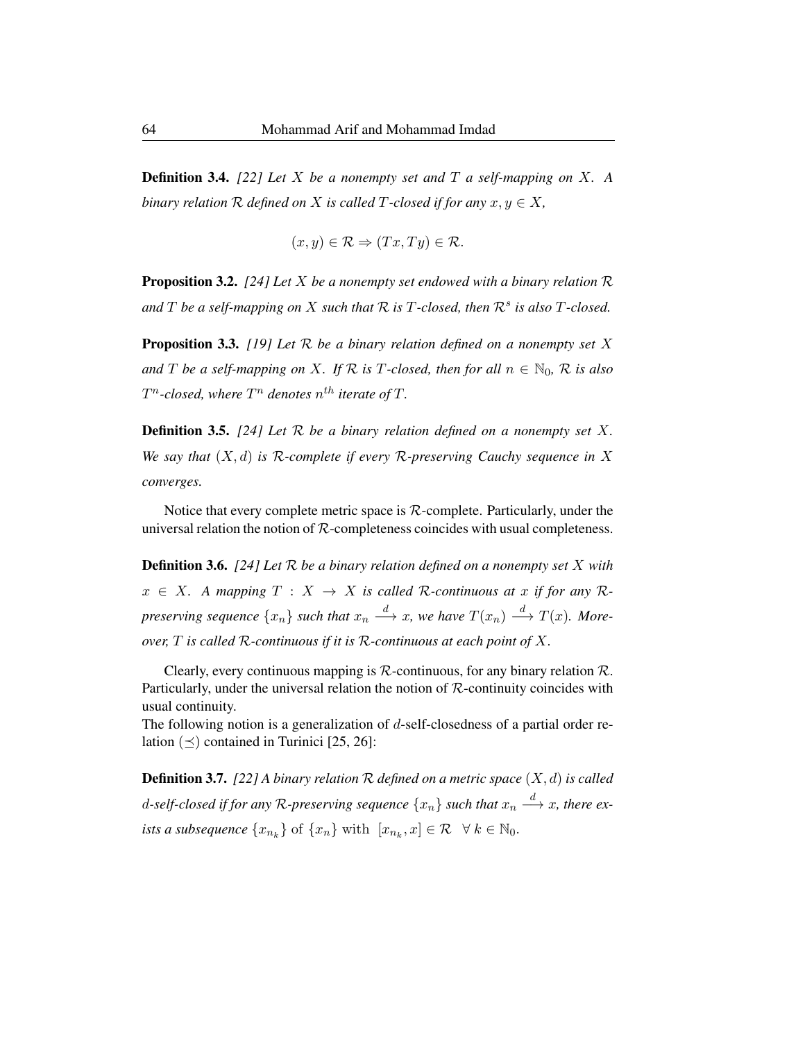**Definition 3.4.** *[22] Let $X$ be a nonempty set and $T$ a self-mapping on $X$. A binary relation $\mathcal{R}$ defined on $X$ is called $T$-closed if for any $x, y \in X$,*

$$(x, y) \in \mathcal{R} \Rightarrow (Tx, Ty) \in \mathcal{R}.$$

**Proposition 3.2.** *[24] Let $X$ be a nonempty set endowed with a binary relation $\mathcal{R}$ and $T$ be a self-mapping on $X$ such that $\mathcal{R}$ is $T$-closed, then $\mathcal{R}^s$ is also $T$-closed.*

**Proposition 3.3.** *[19] Let $\mathcal{R}$ be a binary relation defined on a nonempty set $X$ and $T$ be a self-mapping on $X$. If $\mathcal{R}$ is $T$-closed, then for all $n \in \mathbb{N}_0$, $\mathcal{R}$ is also $T^n$-closed, where $T^n$ denotes $n^{th}$ iterate of $T$.*

**Definition 3.5.** *[24] Let $\mathcal{R}$ be a binary relation defined on a nonempty set $X$. We say that $(X, d)$ is $\mathcal{R}$-complete if every $\mathcal{R}$-preserving Cauchy sequence in $X$ converges.*

Notice that every complete metric space is $\mathcal{R}$-complete. Particularly, under the universal relation the notion of $\mathcal{R}$-completeness coincides with usual completeness.

**Definition 3.6.** *[24] Let $\mathcal{R}$ be a binary relation defined on a nonempty set $X$ with $x \in X$. A mapping $T : X \to X$ is called $\mathcal{R}$-continuous at $x$ if for any $\mathcal{R}$-preserving sequence $\{x_n\}$ such that $x_n \xrightarrow{d} x$, we have $T(x_n) \xrightarrow{d} T(x)$. Moreover, $T$ is called $\mathcal{R}$-continuous if it is $\mathcal{R}$-continuous at each point of $X$.*

Clearly, every continuous mapping is $\mathcal{R}$-continuous, for any binary relation $\mathcal{R}$. Particularly, under the universal relation the notion of $\mathcal{R}$-continuity coincides with usual continuity.
The following notion is a generalization of $d$-self-closedness of a partial order relation $(\preceq)$ contained in Turinici [25, 26]:

**Definition 3.7.** *[22] A binary relation $\mathcal{R}$ defined on a metric space $(X, d)$ is called $d$-self-closed if for any $\mathcal{R}$-preserving sequence $\{x_n\}$ such that $x_n \xrightarrow{d} x$, there exists a subsequence $\{x_{n_k}\}$ of $\{x_n\}$ with $[x_{n_k}, x] \in \mathcal{R} \;\; \forall\, k \in \mathbb{N}_0$.*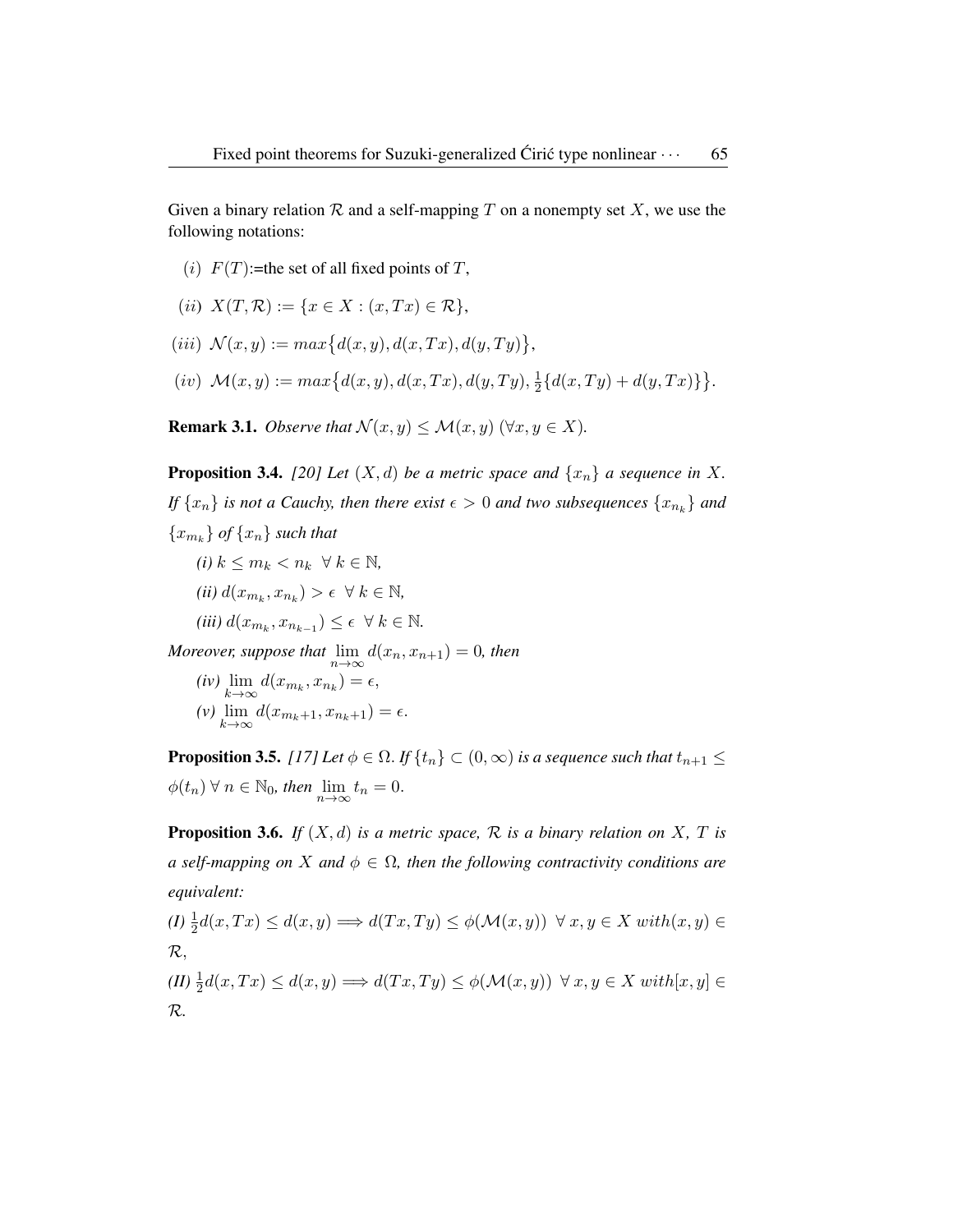Given a binary relation $\mathcal{R}$ and a self-mapping $T$ on a nonempty set $X$, we use the following notations:

$(i)$ $F(T)$:=the set of all fixed points of $T$,

$(ii)$ $X(T, \mathcal{R}) := \{x \in X : (x, Tx) \in \mathcal{R}\}$,

$(iii)$ $\mathcal{N}(x, y) := max\big\{d(x, y), d(x, Tx), d(y, Ty)\big\}$,

$(iv)$ $\mathcal{M}(x, y) := max\big\{d(x, y), d(x, Tx), d(y, Ty), \frac{1}{2}\{d(x, Ty) + d(y, Tx)\}\big\}$.

**Remark 3.1.** *Observe that* $\mathcal{N}(x, y) \leq \mathcal{M}(x, y)$ $(\forall x, y \in X)$.

**Proposition 3.4.** *[20] Let* $(X, d)$ *be a metric space and* $\{x_n\}$ *a sequence in* $X$. *If* $\{x_n\}$ *is not a Cauchy, then there exist* $\epsilon > 0$ *and two subsequences* $\{x_{n_k}\}$ *and* $\{x_{m_k}\}$ *of* $\{x_n\}$ *such that*

*(i)* $k \leq m_k < n_k \ \ \forall\, k \in \mathbb{N}$,

*(ii)* $d(x_{m_k}, x_{n_k}) > \epsilon \ \ \forall\, k \in \mathbb{N}$,

*(iii)* $d(x_{m_k}, x_{n_{k-1}}) \leq \epsilon \ \ \forall\, k \in \mathbb{N}$.

*Moreover, suppose that* $\lim\limits_{n\to\infty} d(x_n, x_{n+1}) = 0$, *then*

*(iv)* $\lim\limits_{k\to\infty} d(x_{m_k}, x_{n_k}) = \epsilon$,

*(v)* $\lim\limits_{k\to\infty} d(x_{m_k+1}, x_{n_k+1}) = \epsilon$.

**Proposition 3.5.** *[17] Let* $\phi \in \Omega$. *If* $\{t_n\} \subset (0, \infty)$ *is a sequence such that* $t_{n+1} \leq \phi(t_n)\ \forall\, n \in \mathbb{N}_0$, *then* $\lim\limits_{n\to\infty} t_n = 0$.

**Proposition 3.6.** *If* $(X, d)$ *is a metric space,* $\mathcal{R}$ *is a binary relation on* $X$, $T$ *is a self-mapping on* $X$ *and* $\phi \in \Omega$, *then the following contractivity conditions are equivalent:*

*(I)* $\frac{1}{2}d(x, Tx) \leq d(x, y) \Longrightarrow d(Tx, Ty) \leq \phi(\mathcal{M}(x, y))\ \ \forall\, x, y \in X\ with (x, y) \in \mathcal{R}$,

*(II)* $\frac{1}{2}d(x, Tx) \leq d(x, y) \Longrightarrow d(Tx, Ty) \leq \phi(\mathcal{M}(x, y))\ \ \forall\, x, y \in X\ with [x, y] \in \mathcal{R}$.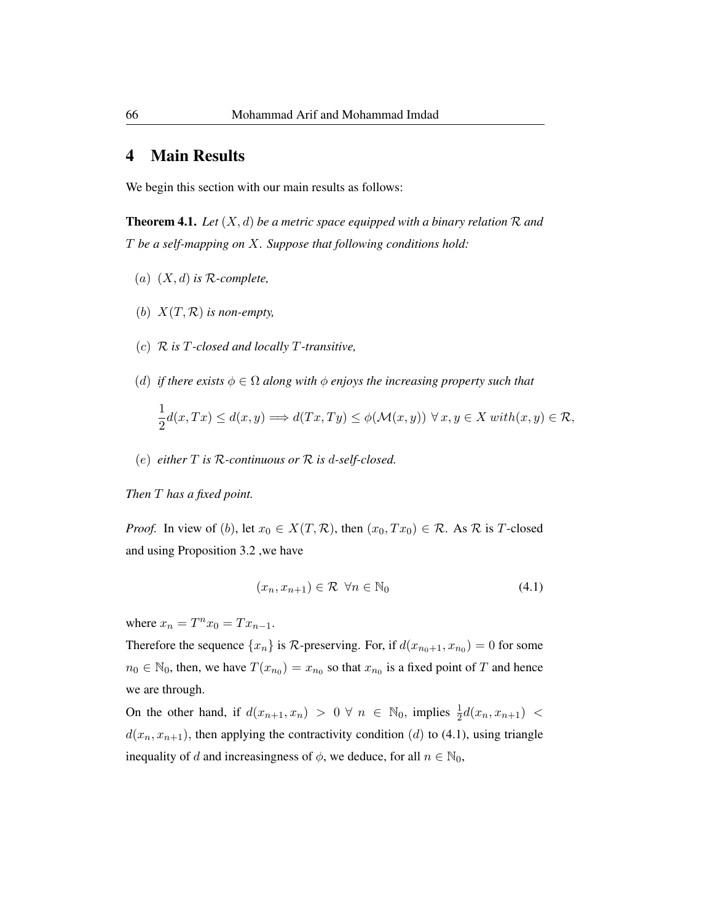# 4 Main Results

We begin this section with our main results as follows:

**Theorem 4.1.** *Let $(X, d)$ be a metric space equipped with a binary relation $\mathcal{R}$ and $T$ be a self-mapping on $X$. Suppose that following conditions hold:*

- $(a)$ *$(X, d)$ is $\mathcal{R}$-complete,*
- $(b)$ *$X(T, \mathcal{R})$ is non-empty,*
- $(c)$ *$\mathcal{R}$ is $T$-closed and locally $T$-transitive,*
- $(d)$ *if there exists $\phi \in \Omega$ along with $\phi$ enjoys the increasing property such that*

$$\frac{1}{2}d(x, Tx) \leq d(x, y) \Longrightarrow d(Tx, Ty) \leq \phi(\mathcal{M}(x, y)) \;\forall\, x, y \in X \;with (x, y) \in \mathcal{R},$$

- $(e)$ *either $T$ is $\mathcal{R}$-continuous or $\mathcal{R}$ is $d$-self-closed.*

*Then $T$ has a fixed point.*

*Proof.* In view of $(b)$, let $x_0 \in X(T, \mathcal{R})$, then $(x_0, Tx_0) \in \mathcal{R}$. As $\mathcal{R}$ is $T$-closed and using Proposition 3.2 ,we have

$$(x_n, x_{n+1}) \in \mathcal{R} \;\; \forall n \in \mathbb{N}_0 \tag{4.1}$$

where $x_n = T^n x_0 = T x_{n-1}$.

Therefore the sequence $\{x_n\}$ is $\mathcal{R}$-preserving. For, if $d(x_{n_0+1}, x_{n_0}) = 0$ for some $n_0 \in \mathbb{N}_0$, then, we have $T(x_{n_0}) = x_{n_0}$ so that $x_{n_0}$ is a fixed point of $T$ and hence we are through.

On the other hand, if $d(x_{n+1}, x_n) > 0 \;\forall\; n \in \mathbb{N}_0$, implies $\frac{1}{2}d(x_n, x_{n+1}) < d(x_n, x_{n+1})$, then applying the contractivity condition $(d)$ to (4.1), using triangle inequality of $d$ and increasingness of $\phi$, we deduce, for all $n \in \mathbb{N}_0$,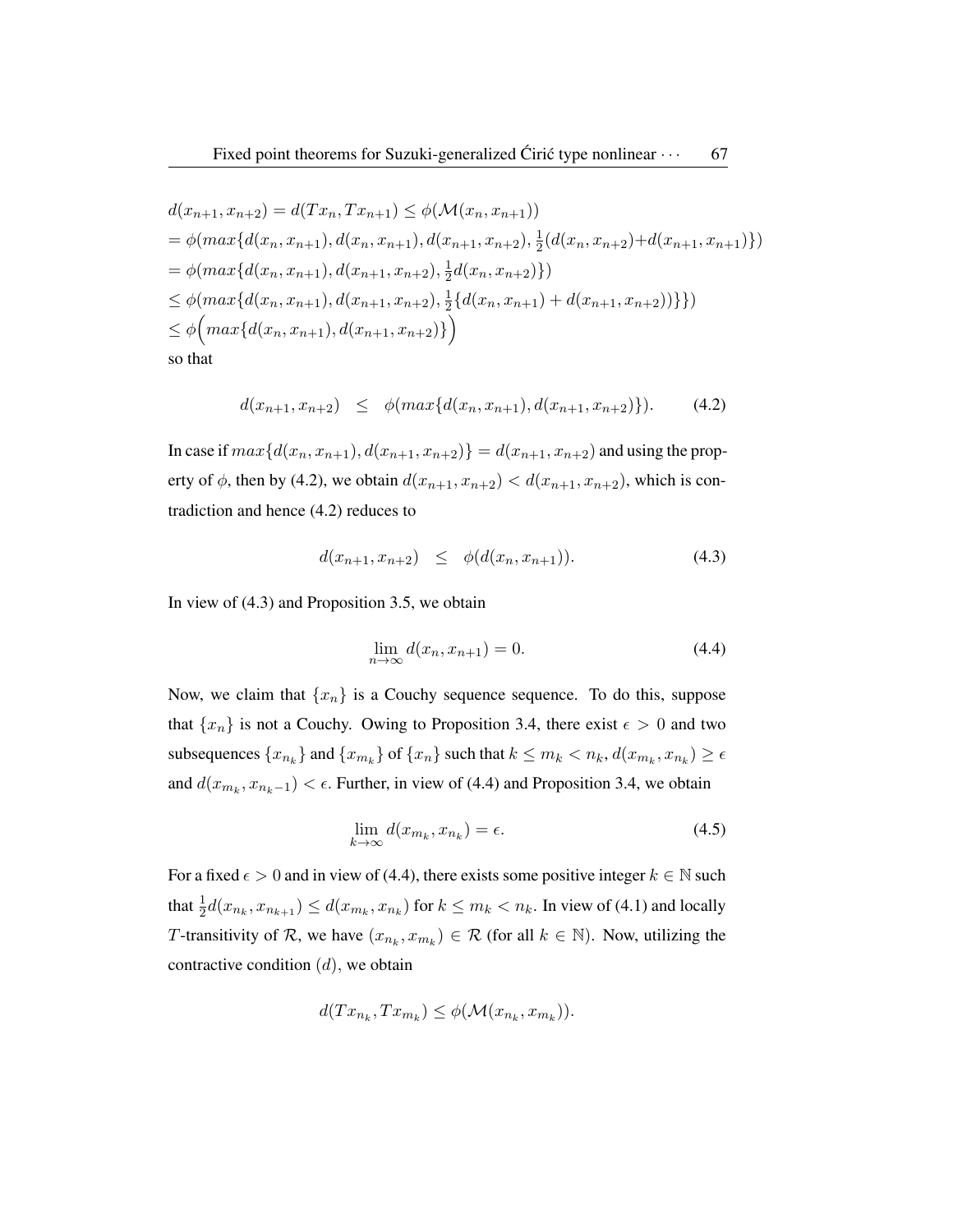$$
\begin{aligned}
&d(x_{n+1}, x_{n+2}) = d(Tx_n, Tx_{n+1}) \leq \phi(\mathcal{M}(x_n, x_{n+1})) \\
&= \phi(max\{d(x_n, x_{n+1}), d(x_n, x_{n+1}), d(x_{n+1}, x_{n+2}), \tfrac{1}{2}(d(x_n, x_{n+2}) + d(x_{n+1}, x_{n+1})\}) \\
&= \phi(max\{d(x_n, x_{n+1}), d(x_{n+1}, x_{n+2}), \tfrac{1}{2}d(x_n, x_{n+2})\}) \\
&\leq \phi(max\{d(x_n, x_{n+1}), d(x_{n+1}, x_{n+2}), \tfrac{1}{2}\{d(x_n, x_{n+1}) + d(x_{n+1}, x_{n+2}))\}\}) \\
&\leq \phi\Big(max\{d(x_n, x_{n+1}), d(x_{n+1}, x_{n+2})\}\Big)
\end{aligned}
$$

so that

$$
d(x_{n+1}, x_{n+2}) \quad \leq \quad \phi(max\{d(x_n, x_{n+1}), d(x_{n+1}, x_{n+2})\}). \tag{4.2}
$$

In case if $max\{d(x_n, x_{n+1}), d(x_{n+1}, x_{n+2})\} = d(x_{n+1}, x_{n+2})$ and using the property of $\phi$, then by (4.2), we obtain $d(x_{n+1}, x_{n+2}) < d(x_{n+1}, x_{n+2})$, which is contradiction and hence (4.2) reduces to

$$
d(x_{n+1}, x_{n+2}) \quad \leq \quad \phi(d(x_n, x_{n+1})). \tag{4.3}
$$

In view of (4.3) and Proposition 3.5, we obtain

$$
\lim_{n\to\infty} d(x_n, x_{n+1}) = 0. \tag{4.4}
$$

Now, we claim that $\{x_n\}$ is a Couchy sequence sequence. To do this, suppose that $\{x_n\}$ is not a Couchy. Owing to Proposition 3.4, there exist $\epsilon > 0$ and two subsequences $\{x_{n_k}\}$ and $\{x_{m_k}\}$ of $\{x_n\}$ such that $k \leq m_k < n_k$, $d(x_{m_k}, x_{n_k}) \geq \epsilon$ and $d(x_{m_k}, x_{n_k-1}) < \epsilon$. Further, in view of (4.4) and Proposition 3.4, we obtain

$$
\lim_{k\to\infty} d(x_{m_k}, x_{n_k}) = \epsilon. \tag{4.5}
$$

For a fixed $\epsilon > 0$ and in view of (4.4), there exists some positive integer $k \in \mathbb{N}$ such that $\frac{1}{2}d(x_{n_k}, x_{n_{k+1}}) \leq d(x_{m_k}, x_{n_k})$ for $k \leq m_k < n_k$. In view of (4.1) and locally $T$-transitivity of $\mathcal{R}$, we have $(x_{n_k}, x_{m_k}) \in \mathcal{R}$ (for all $k \in \mathbb{N}$). Now, utilizing the contractive condition $(d)$, we obtain

$$
d(Tx_{n_k}, Tx_{m_k}) \leq \phi(\mathcal{M}(x_{n_k}, x_{m_k})).
$$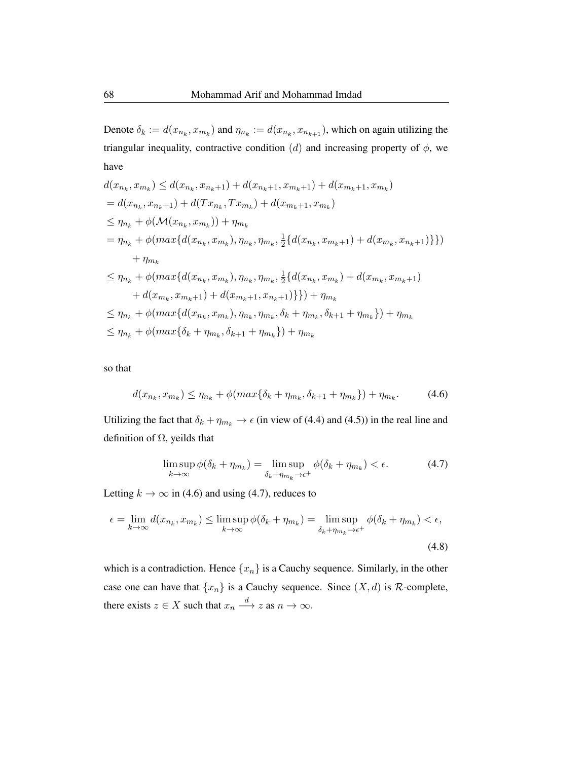Denote $\delta_k := d(x_{n_k}, x_{m_k})$ and $\eta_{n_k} := d(x_{n_k}, x_{n_{k+1}})$, which on again utilizing the triangular inequality, contractive condition $(d)$ and increasing property of $\phi$, we have

$$
\begin{aligned}
& d(x_{n_k}, x_{m_k}) \leq d(x_{n_k}, x_{n_k+1}) + d(x_{n_k+1}, x_{m_k+1}) + d(x_{m_k+1}, x_{m_k}) \\
& = d(x_{n_k}, x_{n_k+1}) + d(Tx_{n_k}, Tx_{m_k}) + d(x_{m_k+1}, x_{m_k}) \\
& \leq \eta_{n_k} + \phi(\mathcal{M}(x_{n_k}, x_{m_k})) + \eta_{m_k} \\
& = \eta_{n_k} + \phi(max\{d(x_{n_k}, x_{m_k}), \eta_{n_k}, \eta_{m_k}, \tfrac{1}{2}\{d(x_{n_k}, x_{m_k+1}) + d(x_{m_k}, x_{n_k+1})\}\}) \\
& \qquad + \eta_{m_k} \\
& \leq \eta_{n_k} + \phi(max\{d(x_{n_k}, x_{m_k}), \eta_{n_k}, \eta_{m_k}, \tfrac{1}{2}\{d(x_{n_k}, x_{m_k}) + d(x_{m_k}, x_{m_k+1}) \\
& \qquad + d(x_{m_k}, x_{m_k+1}) + d(x_{m_k+1}, x_{n_k+1})\}\}) + \eta_{m_k} \\
& \leq \eta_{n_k} + \phi(max\{d(x_{n_k}, x_{m_k}), \eta_{n_k}, \eta_{m_k}, \delta_k + \eta_{m_k}, \delta_{k+1} + \eta_{m_k}\}) + \eta_{m_k} \\
& \leq \eta_{n_k} + \phi(max\{\delta_k + \eta_{m_k}, \delta_{k+1} + \eta_{m_k}\}) + \eta_{m_k}
\end{aligned}
$$

so that

$$
d(x_{n_k}, x_{m_k}) \leq \eta_{n_k} + \phi(max\{\delta_k + \eta_{m_k}, \delta_{k+1} + \eta_{m_k}\}) + \eta_{m_k}. \tag{4.6}
$$

Utilizing the fact that $\delta_k + \eta_{m_k} \to \epsilon$ (in view of (4.4) and (4.5)) in the real line and definition of $\Omega$, yeilds that

$$
\limsup_{k\to\infty} \phi(\delta_k + \eta_{m_k}) = \limsup_{\delta_k + \eta_{m_k} \to \epsilon^+} \phi(\delta_k + \eta_{m_k}) < \epsilon. \tag{4.7}
$$

Letting $k \to \infty$ in (4.6) and using (4.7), reduces to

$$
\epsilon = \lim_{k\to\infty} d(x_{n_k}, x_{m_k}) \leq \limsup_{k\to\infty} \phi(\delta_k + \eta_{m_k}) = \limsup_{\delta_k + \eta_{m_k} \to \epsilon^+} \phi(\delta_k + \eta_{m_k}) < \epsilon, \tag{4.8}
$$

which is a contradiction. Hence $\{x_n\}$ is a Cauchy sequence. Similarly, in the other case one can have that $\{x_n\}$ is a Cauchy sequence. Since $(X, d)$ is $\mathcal{R}$-complete, there exists $z \in X$ such that $x_n \stackrel{d}{\longrightarrow} z$ as $n \to \infty$.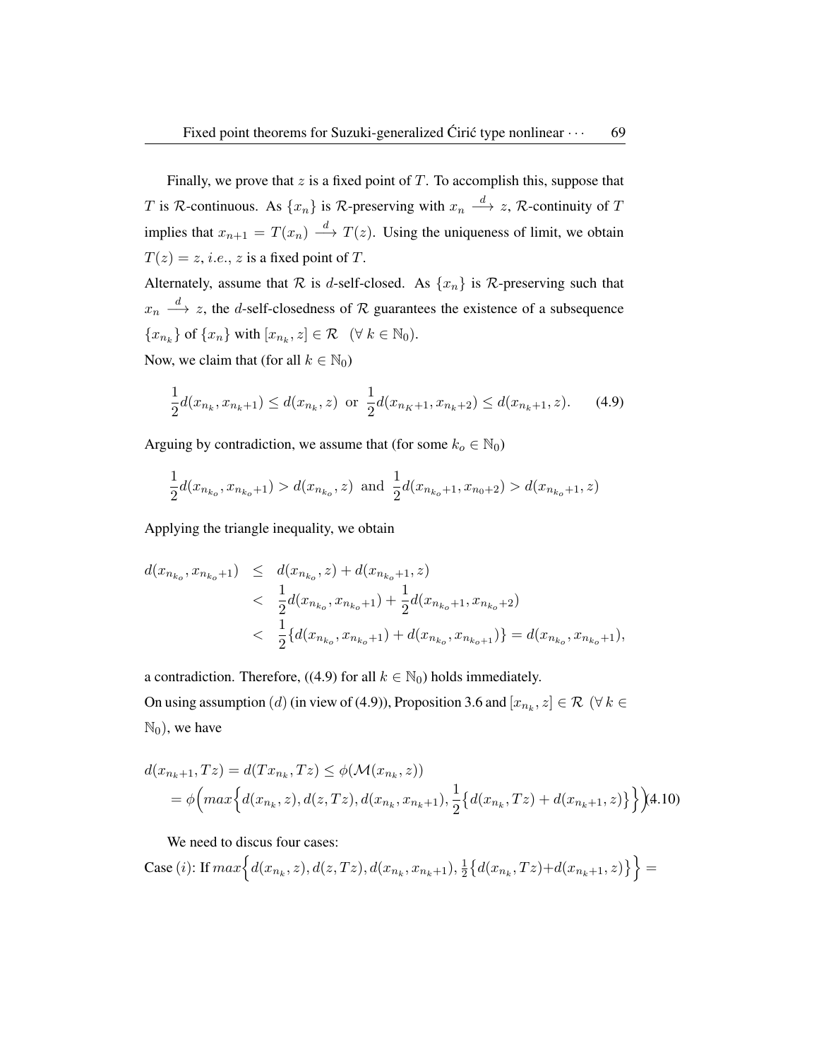Finally, we prove that $z$ is a fixed point of $T$. To accomplish this, suppose that $T$ is $\mathcal{R}$-continuous. As $\{x_n\}$ is $\mathcal{R}$-preserving with $x_n \xrightarrow{d} z$, $\mathcal{R}$-continuity of $T$ implies that $x_{n+1} = T(x_n) \xrightarrow{d} T(z)$. Using the uniqueness of limit, we obtain $T(z) = z$, *i.e.*, $z$ is a fixed point of $T$.

Alternately, assume that $\mathcal{R}$ is $d$-self-closed. As $\{x_n\}$ is $\mathcal{R}$-preserving such that $x_n \xrightarrow{d} z$, the $d$-self-closedness of $\mathcal{R}$ guarantees the existence of a subsequence $\{x_{n_k}\}$ of $\{x_n\}$ with $[x_{n_k}, z] \in \mathcal{R} \quad (\forall\, k \in \mathbb{N}_0)$.

Now, we claim that (for all $k \in \mathbb{N}_0$)

$$\frac{1}{2}d(x_{n_k}, x_{n_k+1}) \leq d(x_{n_k}, z) \;\text{ or }\; \frac{1}{2}d(x_{n_K+1}, x_{n_k+2}) \leq d(x_{n_k+1}, z). \tag{4.9}$$

Arguing by contradiction, we assume that (for some $k_o \in \mathbb{N}_0$)

$$\frac{1}{2}d(x_{n_{k_o}}, x_{n_{k_o}+1}) > d(x_{n_{k_o}}, z) \;\text{ and }\; \frac{1}{2}d(x_{n_{k_o}+1}, x_{n_0+2}) > d(x_{n_{k_o}+1}, z)$$

Applying the triangle inequality, we obtain

$$\begin{aligned}
d(x_{n_{k_o}}, x_{n_{k_o}+1}) &\leq d(x_{n_{k_o}}, z) + d(x_{n_{k_o}+1}, z) \\
&< \frac{1}{2}d(x_{n_{k_o}}, x_{n_{k_o}+1}) + \frac{1}{2}d(x_{n_{k_o}+1}, x_{n_{k_o}+2}) \\
&< \frac{1}{2}\{d(x_{n_{k_o}}, x_{n_{k_o}+1}) + d(x_{n_{k_o}}, x_{n_{k_o+1}})\} = d(x_{n_{k_o}}, x_{n_{k_o}+1}),
\end{aligned}$$

a contradiction. Therefore, ((4.9) for all $k \in \mathbb{N}_0$) holds immediately.

On using assumption $(d)$ (in view of (4.9)), Proposition 3.6 and $[x_{n_k}, z] \in \mathcal{R}$ ($\forall\, k \in \mathbb{N}_0$), we have

$$\begin{aligned}
&d(x_{n_k+1}, Tz) = d(Tx_{n_k}, Tz) \leq \phi(\mathcal{M}(x_{n_k}, z)) \\
&\quad = \phi\Big(max\Big\{d(x_{n_k}, z), d(z, Tz), d(x_{n_k}, x_{n_k+1}), \frac{1}{2}\big\{d(x_{n_k}, Tz) + d(x_{n_k+1}, z)\big\}\Big\}\Big).
\end{aligned} \tag{4.10}$$

We need to discus four cases:

Case $(i)$: If $max\Big\{d(x_{n_k}, z), d(z, Tz), d(x_{n_k}, x_{n_k+1}), \frac{1}{2}\big\{d(x_{n_k}, Tz)+d(x_{n_k+1}, z)\big\}\Big\} =$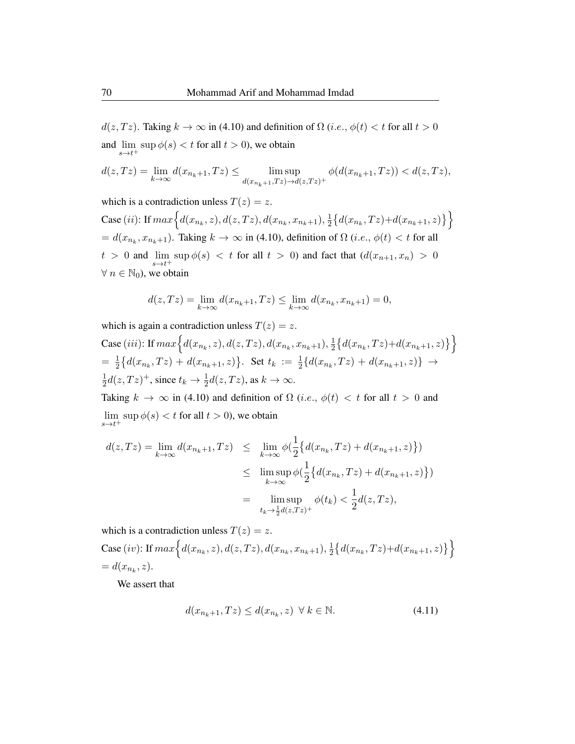$d(z, Tz)$. Taking $k \to \infty$ in (4.10) and definition of $\Omega$ ($i.e.$, $\phi(t) < t$ for all $t > 0$ and $\lim_{s \to t^+} \sup \phi(s) < t$ for all $t > 0$), we obtain

$$d(z,Tz) = \lim_{k\to\infty} d(x_{n_k+1}, Tz) \leq \limsup_{d(x_{n_k+1},Tz)\to d(z,Tz)^+} \phi(d(x_{n_k+1}, Tz)) < d(z, Tz),$$

which is a contradiction unless $T(z) = z$.

Case $(ii)$: If $max\Big\{d(x_{n_k}, z), d(z, Tz), d(x_{n_k}, x_{n_k+1}), \frac{1}{2}\big\{d(x_{n_k}, Tz)+d(x_{n_k+1}, z)\big\}\Big\}$ $= d(x_{n_k}, x_{n_k+1})$. Taking $k \to \infty$ in (4.10), definition of $\Omega$ ($i.e.$, $\phi(t) < t$ for all $t > 0$ and $\lim_{s\to t^+} \sup \phi(s) < t$ for all $t > 0$) and fact that $(d(x_{n+1}, x_n) > 0$ $\forall\, n \in \mathbb{N}_0)$, we obtain

$$d(z, Tz) = \lim_{k\to\infty} d(x_{n_k+1}, Tz) \leq \lim_{k\to\infty} d(x_{n_k}, x_{n_k+1}) = 0,$$

which is again a contradiction unless $T(z) = z$.

Case $(iii)$: If $max\Big\{d(x_{n_k}, z), d(z, Tz), d(x_{n_k}, x_{n_k+1}), \frac{1}{2}\big\{d(x_{n_k}, Tz)+d(x_{n_k+1}, z)\big\}\Big\}$ $= \frac{1}{2}\big\{d(x_{n_k}, Tz) + d(x_{n_k+1}, z)\big\}$. Set $t_k := \frac{1}{2}\{d(x_{n_k}, Tz) + d(x_{n_k+1}, z)\} \to \frac{1}{2}d(z, Tz)^+$, since $t_k \to \frac{1}{2}d(z, Tz)$, as $k \to \infty$.

Taking $k \to \infty$ in (4.10) and definition of $\Omega$ ($i.e.$, $\phi(t) < t$ for all $t > 0$ and $\lim_{s\to t^+} \sup \phi(s) < t$ for all $t > 0$), we obtain

$$\begin{aligned}
d(z, Tz) = \lim_{k\to\infty} d(x_{n_k+1}, Tz) &\leq \lim_{k\to\infty} \phi(\frac{1}{2}\big\{d(x_{n_k}, Tz) + d(x_{n_k+1}, z)\big\}) \\
&\leq \limsup_{k\to\infty} \phi(\frac{1}{2}\big\{d(x_{n_k}, Tz) + d(x_{n_k+1}, z)\big\}) \\
&= \limsup_{t_k \to \frac{1}{2}d(z,Tz)^+} \phi(t_k) < \frac{1}{2}d(z, Tz),
\end{aligned}$$

which is a contradiction unless $T(z) = z$.

Case $(iv)$: If $max\Big\{d(x_{n_k}, z), d(z, Tz), d(x_{n_k}, x_{n_k+1}), \frac{1}{2}\big\{d(x_{n_k}, Tz)+d(x_{n_k+1}, z)\big\}\Big\}$ $= d(x_{n_k}, z)$.

We assert that

$$d(x_{n_k+1}, Tz) \leq d(x_{n_k}, z) \;\; \forall\, k \in \mathbb{N}. \tag{4.11}$$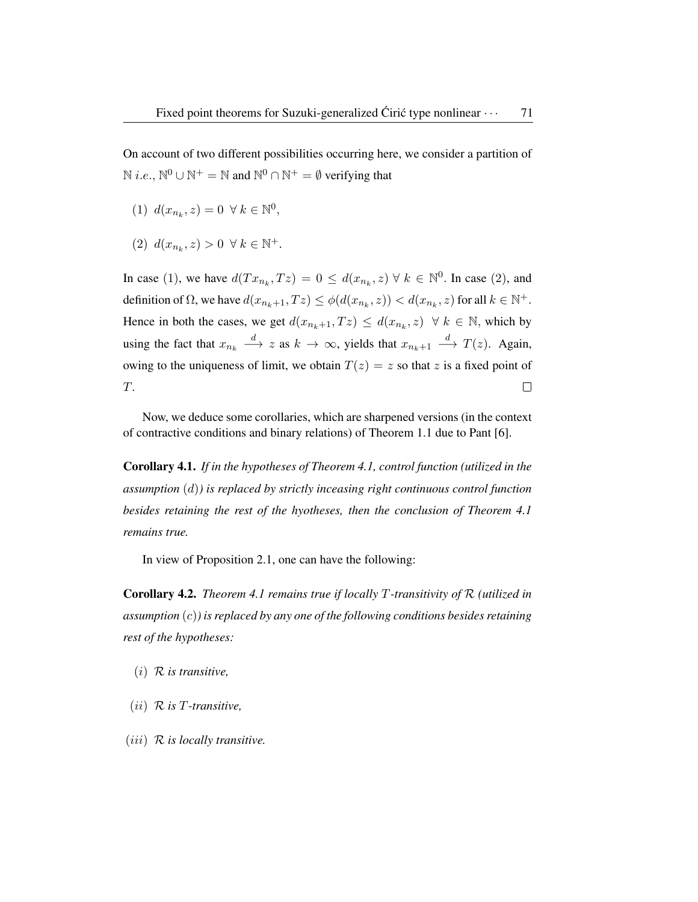On account of two different possibilities occurring here, we consider a partition of $\mathbb{N}$ *i.e.*, $\mathbb{N}^0 \cup \mathbb{N}^+ = \mathbb{N}$ and $\mathbb{N}^0 \cap \mathbb{N}^+ = \emptyset$ verifying that

(1) $d(x_{n_k}, z) = 0 \ \forall \ k \in \mathbb{N}^0$,

(2) $d(x_{n_k}, z) > 0 \ \forall \ k \in \mathbb{N}^+$.

In case (1), we have $d(Tx_{n_k}, Tz) = 0 \leq d(x_{n_k}, z) \ \forall \ k \in \mathbb{N}^0$. In case (2), and definition of $\Omega$, we have $d(x_{n_k+1}, Tz) \leq \phi(d(x_{n_k}, z)) < d(x_{n_k}, z)$ for all $k \in \mathbb{N}^+$. Hence in both the cases, we get $d(x_{n_k+1}, Tz) \leq d(x_{n_k}, z) \ \ \forall \ k \in \mathbb{N}$, which by using the fact that $x_{n_k} \xrightarrow{d} z$ as $k \to \infty$, yields that $x_{n_k+1} \xrightarrow{d} T(z)$. Again, owing to the uniqueness of limit, we obtain $T(z) = z$ so that $z$ is a fixed point of $T$. □

Now, we deduce some corollaries, which are sharpened versions (in the context of contractive conditions and binary relations) of Theorem 1.1 due to Pant [6].

**Corollary 4.1.** *If in the hypotheses of Theorem 4.1, control function (utilized in the assumption* $(d)$*) is replaced by strictly inceasing right continuous control function besides retaining the rest of the hyotheses, then the conclusion of Theorem 4.1 remains true.*

In view of Proposition 2.1, one can have the following:

**Corollary 4.2.** *Theorem 4.1 remains true if locally $T$-transitivity of $\mathcal{R}$ (utilized in assumption* $(c)$*) is replaced by any one of the following conditions besides retaining rest of the hypotheses:*

$(i)$ *$\mathcal{R}$ is transitive,*

$(ii)$ *$\mathcal{R}$ is $T$-transitive,*

$(iii)$ *$\mathcal{R}$ is locally transitive.*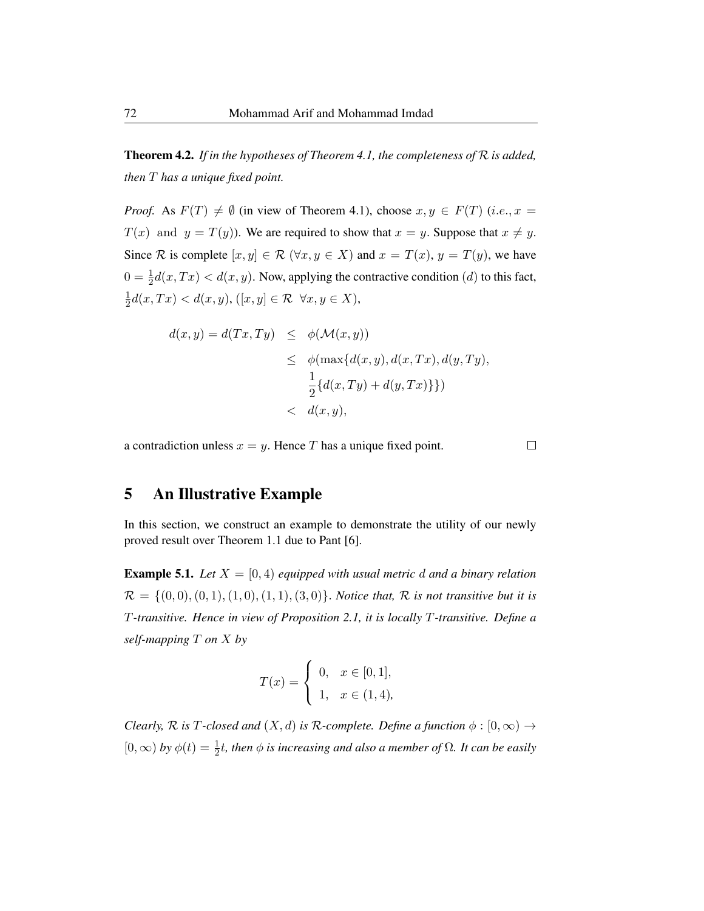**Theorem 4.2.** *If in the hypotheses of Theorem 4.1, the completeness of $\mathcal{R}$ is added, then $T$ has a unique fixed point.*

*Proof.* As $F(T) \neq \emptyset$ (in view of Theorem 4.1), choose $x, y \in F(T)$ ($i.e., x = T(x)$ and $y = T(y)$). We are required to show that $x = y$. Suppose that $x \neq y$. Since $\mathcal{R}$ is complete $[x, y] \in \mathcal{R}$ ($\forall x, y \in X$) and $x = T(x)$, $y = T(y)$, we have $0 = \frac{1}{2}d(x, Tx) < d(x, y)$. Now, applying the contractive condition $(d)$ to this fact, $\frac{1}{2}d(x, Tx) < d(x, y)$, ($[x, y] \in \mathcal{R} \ \forall x, y \in X$),

$$\begin{aligned}
d(x, y) = d(Tx, Ty) &\leq \phi(\mathcal{M}(x, y)) \\
&\leq \phi(\max\{d(x, y), d(x, Tx), d(y, Ty), \\
&\quad \frac{1}{2}\{d(x, Ty) + d(y, Tx)\}\}) \\
&< d(x, y),
\end{aligned}$$

a contradiction unless $x = y$. Hence $T$ has a unique fixed point. $\square$

## 5 An Illustrative Example

In this section, we construct an example to demonstrate the utility of our newly proved result over Theorem 1.1 due to Pant [6].

**Example 5.1.** *Let $X = [0, 4)$ equipped with usual metric $d$ and a binary relation $\mathcal{R} = \{(0, 0), (0, 1), (1, 0), (1, 1), (3, 0)\}$. Notice that, $\mathcal{R}$ is not transitive but it is $T$-transitive. Hence in view of Proposition 2.1, it is locally $T$-transitive. Define a self-mapping $T$ on $X$ by*

$$T(x) = \begin{cases} 0, & x \in [0, 1], \\ 1, & x \in (1, 4), \end{cases}$$

*Clearly, $\mathcal{R}$ is $T$-closed and $(X, d)$ is $\mathcal{R}$-complete. Define a function $\phi : [0, \infty) \to [0, \infty)$ by $\phi(t) = \frac{1}{2}t$, then $\phi$ is increasing and also a member of $\Omega$. It can be easily*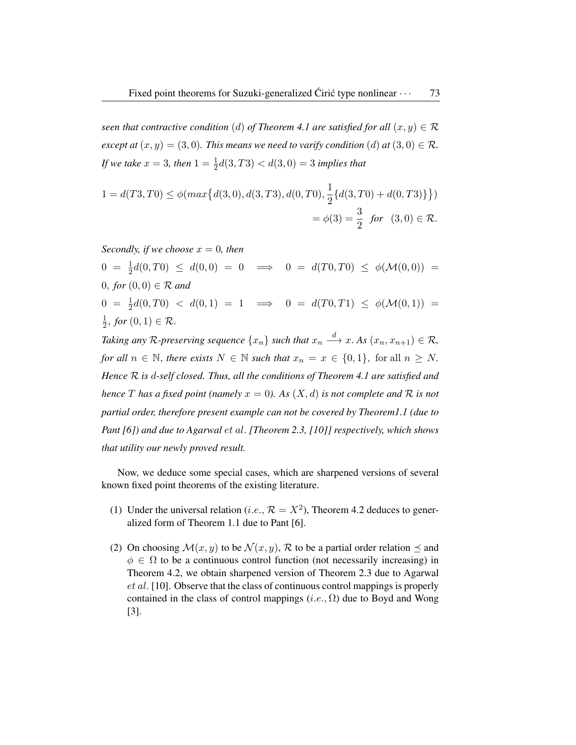*seen that contractive condition $(d)$ of Theorem 4.1 are satisfied for all $(x, y) \in \mathcal{R}$ except at $(x, y) = (3, 0)$. This means we need to varify condition $(d)$ at $(3, 0) \in \mathcal{R}$. If we take $x = 3$, then $1 = \frac{1}{2}d(3, T3) < d(3, 0) = 3$ implies that*

$$1 = d(T3, T0) \leq \phi(max\{d(3, 0), d(3, T3), d(0, T0), \frac{1}{2}\{d(3, T0) + d(0, T3)\}\})$$
$$= \phi(3) = \frac{3}{2} \quad for \quad (3, 0) \in \mathcal{R}.$$

*Secondly, if we choose $x = 0$, then*

$0 = \frac{1}{2}d(0, T0) \leq d(0, 0) = 0 \implies 0 = d(T0, T0) \leq \phi(\mathcal{M}(0, 0)) = 0$, *for* $(0, 0) \in \mathcal{R}$ *and*

$0 = \frac{1}{2}d(0, T0) < d(0, 1) = 1 \implies 0 = d(T0, T1) \leq \phi(\mathcal{M}(0, 1)) = \frac{1}{2}$, *for* $(0, 1) \in \mathcal{R}$.

*Taking any $\mathcal{R}$-preserving sequence $\{x_n\}$ such that $x_n \xrightarrow{d} x$. As $(x_n, x_{n+1}) \in \mathcal{R}$, for all $n \in \mathbb{N}$, there exists $N \in \mathbb{N}$ such that $x_n = x \in \{0, 1\}$, for all $n \geq N$. Hence $\mathcal{R}$ is $d$-self closed. Thus, all the conditions of Theorem 4.1 are satisfied and hence $T$ has a fixed point (namely $x = 0$). As $(X, d)$ is not complete and $\mathcal{R}$ is not partial order, therefore present example can not be covered by Theorem1.1 (due to Pant [6]) and due to Agarwal $et\ al$. [Theorem 2.3, [10]] respectively, which shows that utility our newly proved result.*

Now, we deduce some special cases, which are sharpened versions of several known fixed point theorems of the existing literature.

(1) Under the universal relation ($i.e.$, $\mathcal{R} = X^2$), Theorem 4.2 deduces to generalized form of Theorem 1.1 due to Pant [6].

(2) On choosing $\mathcal{M}(x, y)$ to be $\mathcal{N}(x, y)$, $\mathcal{R}$ to be a partial order relation $\preceq$ and $\phi \in \Omega$ to be a continuous control function (not necessarily increasing) in Theorem 4.2, we obtain sharpened version of Theorem 2.3 due to Agarwal $et\ al$. [10]. Observe that the class of continuous control mappings is properly contained in the class of control mappings ($i.e.$, $\Omega$) due to Boyd and Wong [3].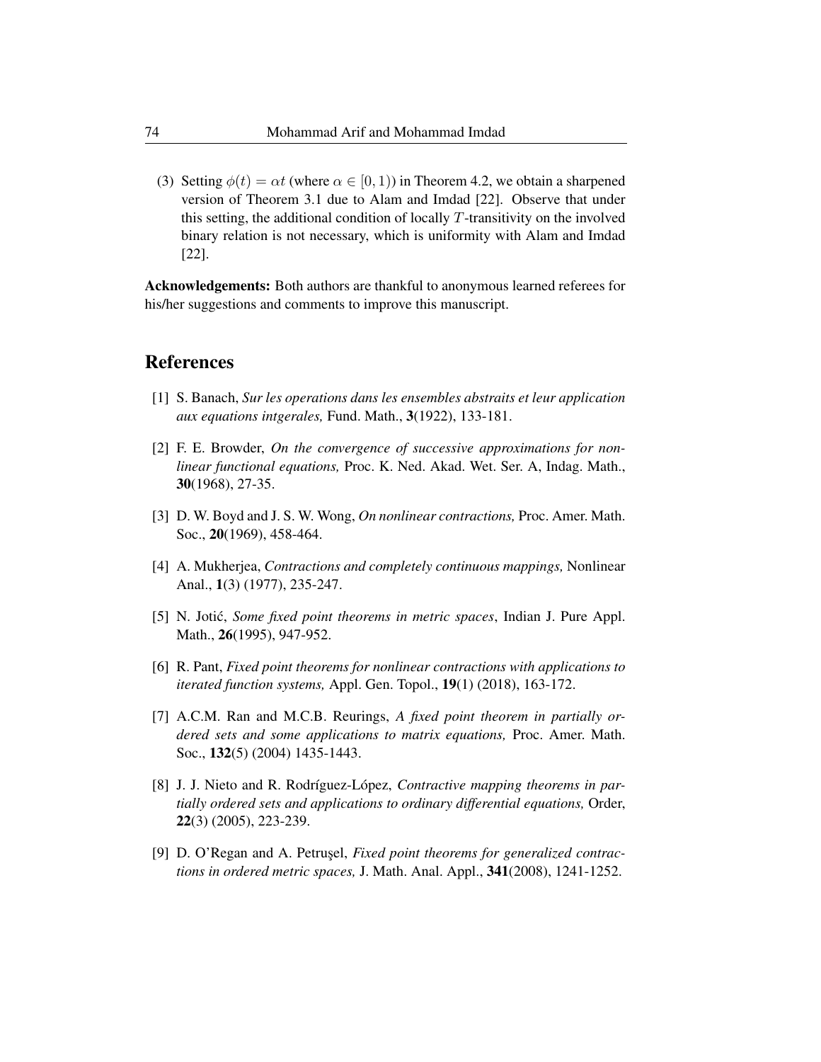(3) Setting $\phi(t) = \alpha t$ (where $\alpha \in [0, 1)$) in Theorem 4.2, we obtain a sharpened version of Theorem 3.1 due to Alam and Imdad [22]. Observe that under this setting, the additional condition of locally $T$-transitivity on the involved binary relation is not necessary, which is uniformity with Alam and Imdad [22].

**Acknowledgements:** Both authors are thankful to anonymous learned referees for his/her suggestions and comments to improve this manuscript.

## References

[1] S. Banach, *Sur les operations dans les ensembles abstraits et leur application aux equations intgerales,* Fund. Math., **3**(1922), 133-181.

[2] F. E. Browder, *On the convergence of successive approximations for nonlinear functional equations,* Proc. K. Ned. Akad. Wet. Ser. A, Indag. Math., **30**(1968), 27-35.

[3] D. W. Boyd and J. S. W. Wong, *On nonlinear contractions,* Proc. Amer. Math. Soc., **20**(1969), 458-464.

[4] A. Mukherjea, *Contractions and completely continuous mappings,* Nonlinear Anal., **1**(3) (1977), 235-247.

[5] N. Jotić, *Some fixed point theorems in metric spaces*, Indian J. Pure Appl. Math., **26**(1995), 947-952.

[6] R. Pant, *Fixed point theorems for nonlinear contractions with applications to iterated function systems,* Appl. Gen. Topol., **19**(1) (2018), 163-172.

[7] A.C.M. Ran and M.C.B. Reurings, *A fixed point theorem in partially ordered sets and some applications to matrix equations,* Proc. Amer. Math. Soc., **132**(5) (2004) 1435-1443.

[8] J. J. Nieto and R. Rodríguez-López, *Contractive mapping theorems in partially ordered sets and applications to ordinary differential equations,* Order, **22**(3) (2005), 223-239.

[9] D. O'Regan and A. Petruşel, *Fixed point theorems for generalized contractions in ordered metric spaces,* J. Math. Anal. Appl., **341**(2008), 1241-1252.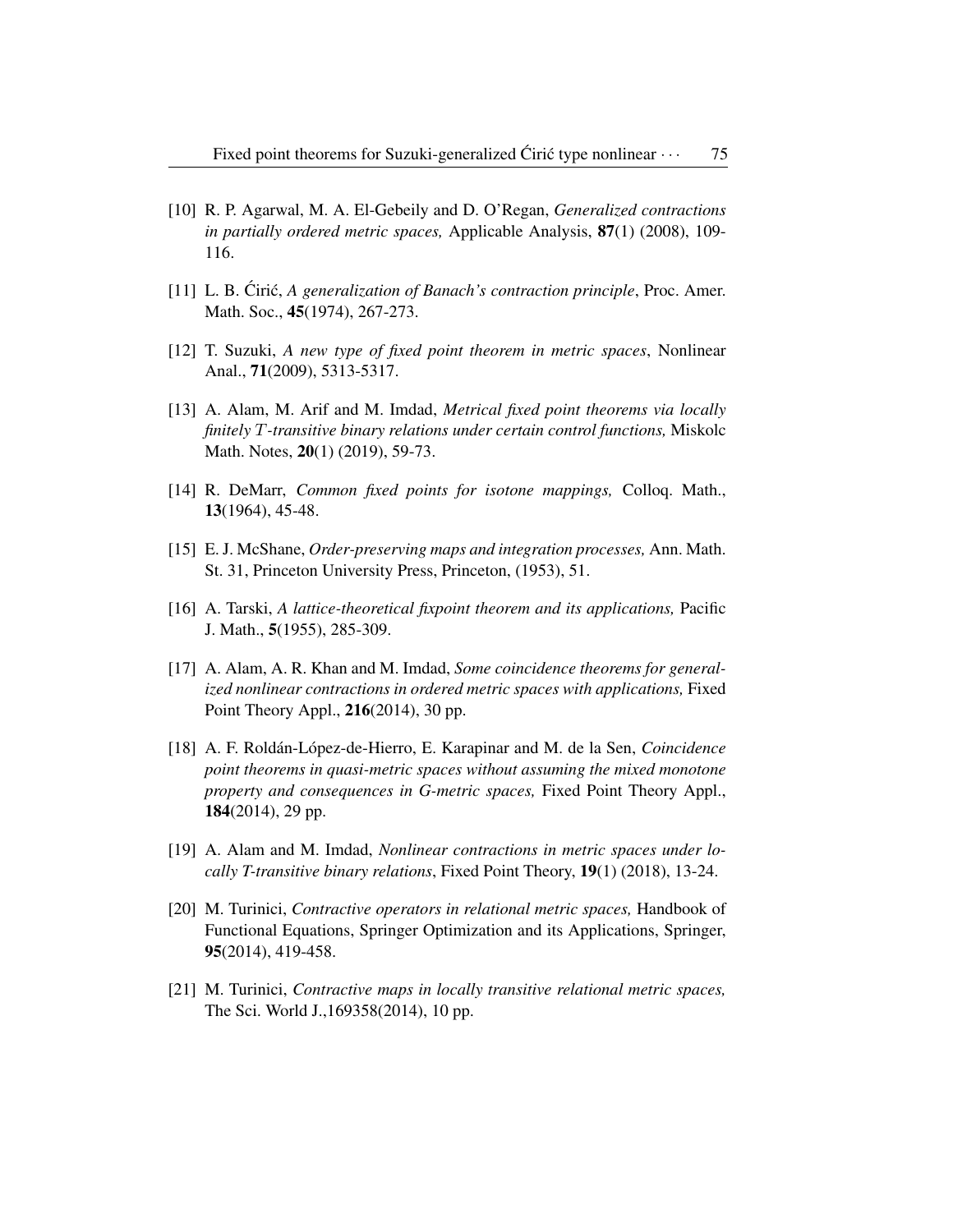- [10] R. P. Agarwal, M. A. El-Gebeily and D. O'Regan, *Generalized contractions in partially ordered metric spaces,* Applicable Analysis, **87**(1) (2008), 109-116.

- [11] L. B. Ćirić, *A generalization of Banach's contraction principle*, Proc. Amer. Math. Soc., **45**(1974), 267-273.

- [12] T. Suzuki, *A new type of fixed point theorem in metric spaces*, Nonlinear Anal., **71**(2009), 5313-5317.

- [13] A. Alam, M. Arif and M. Imdad, *Metrical fixed point theorems via locally finitely $T$-transitive binary relations under certain control functions,* Miskolc Math. Notes, **20**(1) (2019), 59-73.

- [14] R. DeMarr, *Common fixed points for isotone mappings,* Colloq. Math., **13**(1964), 45-48.

- [15] E. J. McShane, *Order-preserving maps and integration processes,* Ann. Math. St. 31, Princeton University Press, Princeton, (1953), 51.

- [16] A. Tarski, *A lattice-theoretical fixpoint theorem and its applications,* Pacific J. Math., **5**(1955), 285-309.

- [17] A. Alam, A. R. Khan and M. Imdad, *Some coincidence theorems for generalized nonlinear contractions in ordered metric spaces with applications,* Fixed Point Theory Appl., **216**(2014), 30 pp.

- [18] A. F. Roldán-López-de-Hierro, E. Karapinar and M. de la Sen, *Coincidence point theorems in quasi-metric spaces without assuming the mixed monotone property and consequences in G-metric spaces,* Fixed Point Theory Appl., **184**(2014), 29 pp.

- [19] A. Alam and M. Imdad, *Nonlinear contractions in metric spaces under locally T-transitive binary relations*, Fixed Point Theory, **19**(1) (2018), 13-24.

- [20] M. Turinici, *Contractive operators in relational metric spaces,* Handbook of Functional Equations, Springer Optimization and its Applications, Springer, **95**(2014), 419-458.

- [21] M. Turinici, *Contractive maps in locally transitive relational metric spaces,* The Sci. World J.,169358(2014), 10 pp.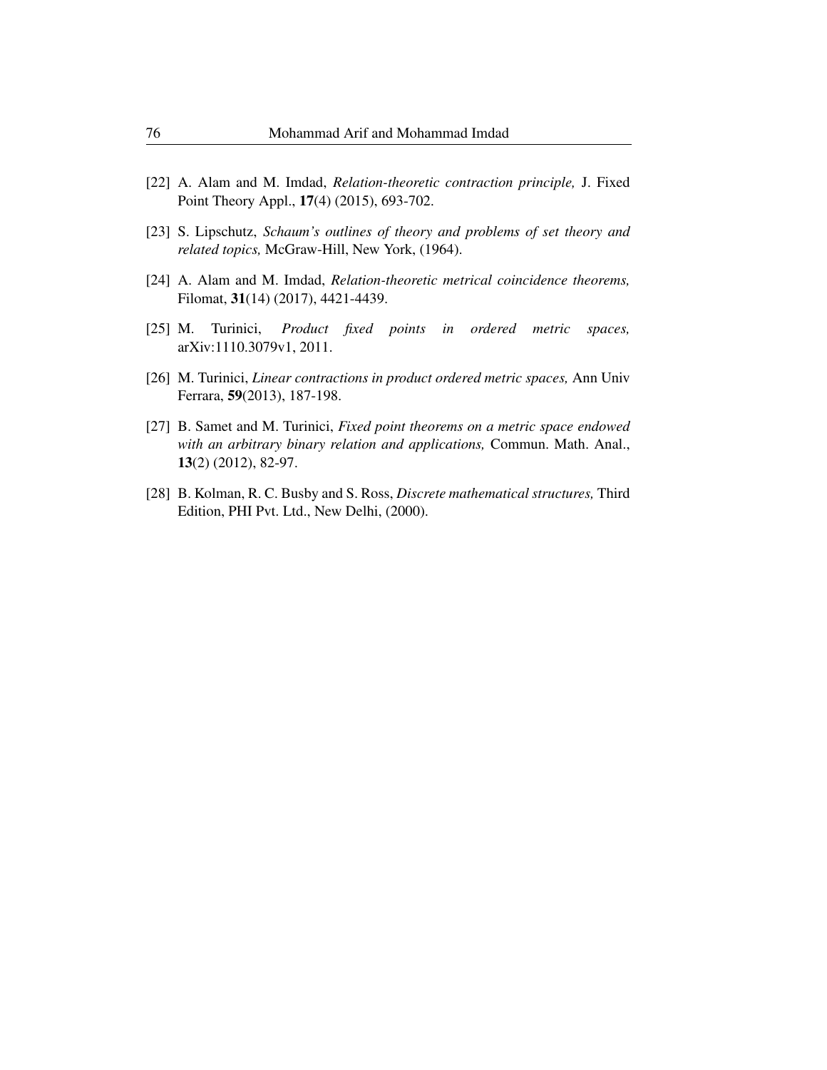[22] A. Alam and M. Imdad, *Relation-theoretic contraction principle,* J. Fixed Point Theory Appl., **17**(4) (2015), 693-702.

[23] S. Lipschutz, *Schaum's outlines of theory and problems of set theory and related topics,* McGraw-Hill, New York, (1964).

[24] A. Alam and M. Imdad, *Relation-theoretic metrical coincidence theorems,* Filomat, **31**(14) (2017), 4421-4439.

[25] M. Turinici, *Product fixed points in ordered metric spaces,* arXiv:1110.3079v1, 2011.

[26] M. Turinici, *Linear contractions in product ordered metric spaces,* Ann Univ Ferrara, **59**(2013), 187-198.

[27] B. Samet and M. Turinici, *Fixed point theorems on a metric space endowed with an arbitrary binary relation and applications,* Commun. Math. Anal., **13**(2) (2012), 82-97.

[28] B. Kolman, R. C. Busby and S. Ross, *Discrete mathematical structures,* Third Edition, PHI Pvt. Ltd., New Delhi, (2000).